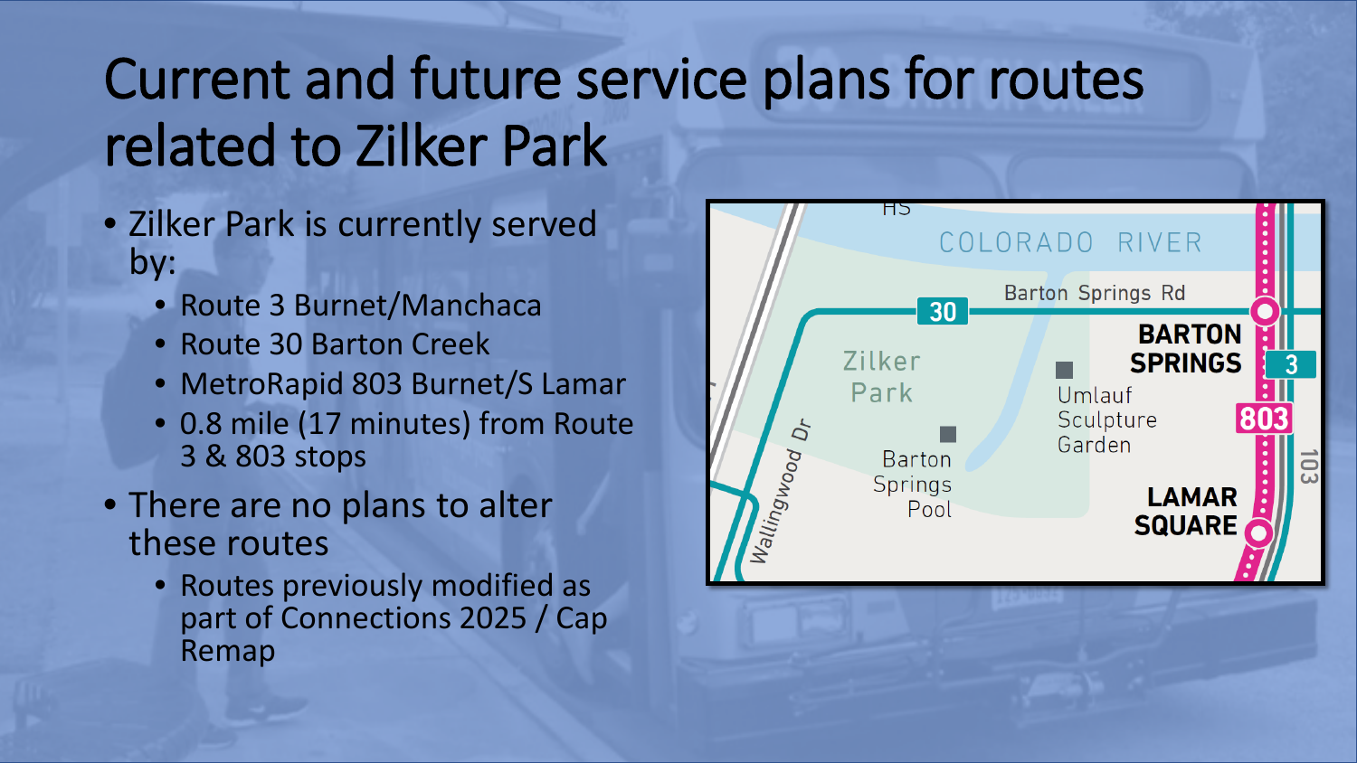# Current and future service plans for routes related to Zilker Park

- Zilker Park is currently served by:
  - Route 3 Burnet/Manchaca
  - Route 30 Barton Creek
  - MetroRapid 803 Burnet/S Lamar
  - 0.8 mile (17 minutes) from Route 3 & 803 stops
- There are no plans to alter these routes
  - Routes previously modified as part of Connections 2025 / Cap Remap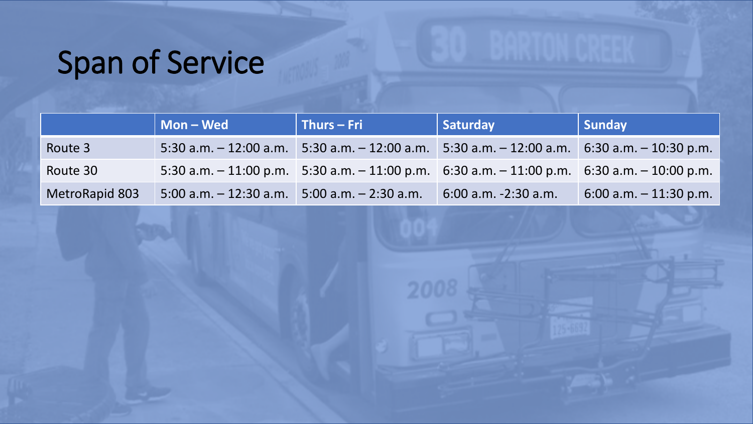# Span of Service

| | Mon – Wed | Thurs – Fri | Saturday | Sunday |
|---|---|---|---|---|
| Route 3 | 5:30 a.m. – 12:00 a.m. | 5:30 a.m. – 12:00 a.m. | 5:30 a.m. – 12:00 a.m. | 6:30 a.m. – 10:30 p.m. |
| Route 30 | 5:30 a.m. – 11:00 p.m. | 5:30 a.m. – 11:00 p.m. | 6:30 a.m. – 11:00 p.m. | 6:30 a.m. – 10:00 p.m. |
| MetroRapid 803 | 5:00 a.m. – 12:30 a.m. | 5:00 a.m. – 2:30 a.m. | 6:00 a.m. -2:30 a.m. | 6:00 a.m. – 11:30 p.m. |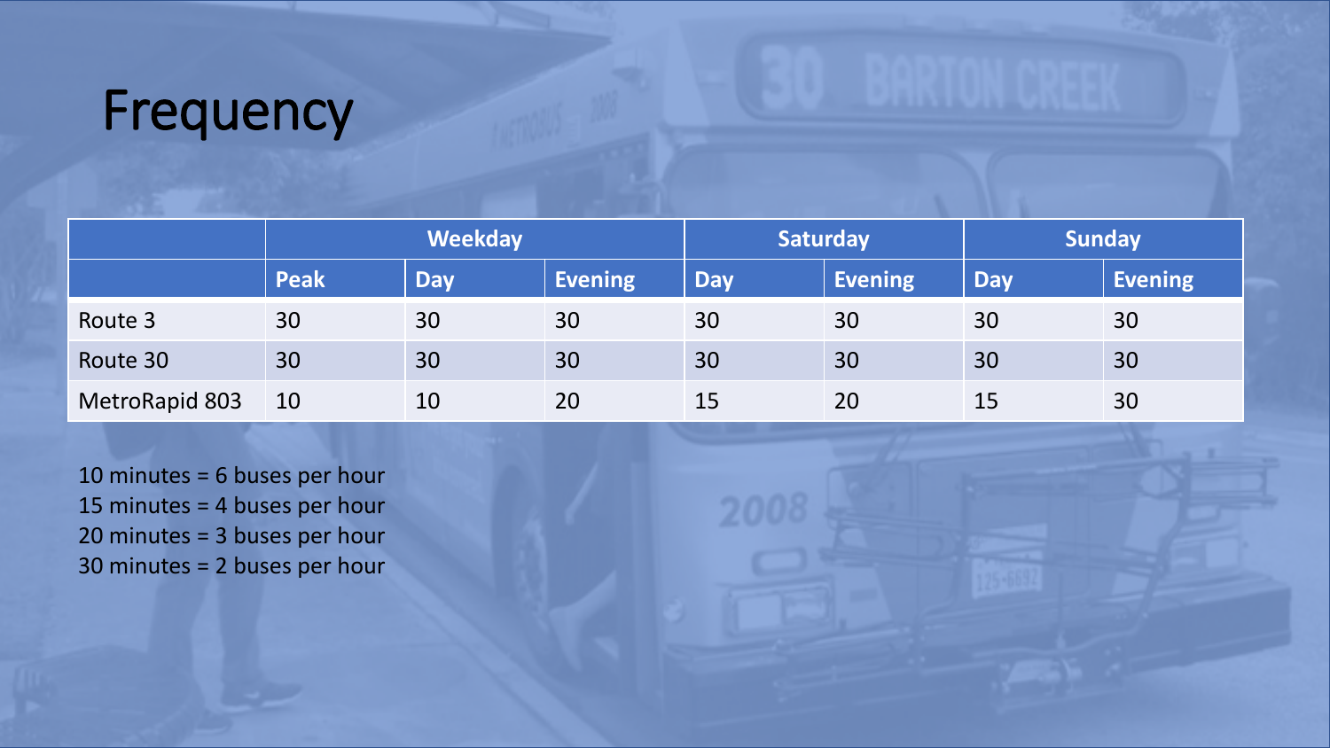# Frequency

| | Weekday | | | Saturday | | Sunday | |
|---|---|---|---|---|---|---|---|
| | Peak | Day | Evening | Day | Evening | Day | Evening |
| Route 3 | 30 | 30 | 30 | 30 | 30 | 30 | 30 |
| Route 30 | 30 | 30 | 30 | 30 | 30 | 30 | 30 |
| MetroRapid 803 | 10 | 10 | 20 | 15 | 20 | 15 | 30 |

10 minutes = 6 buses per hour
15 minutes = 4 buses per hour
20 minutes = 3 buses per hour
30 minutes = 2 buses per hour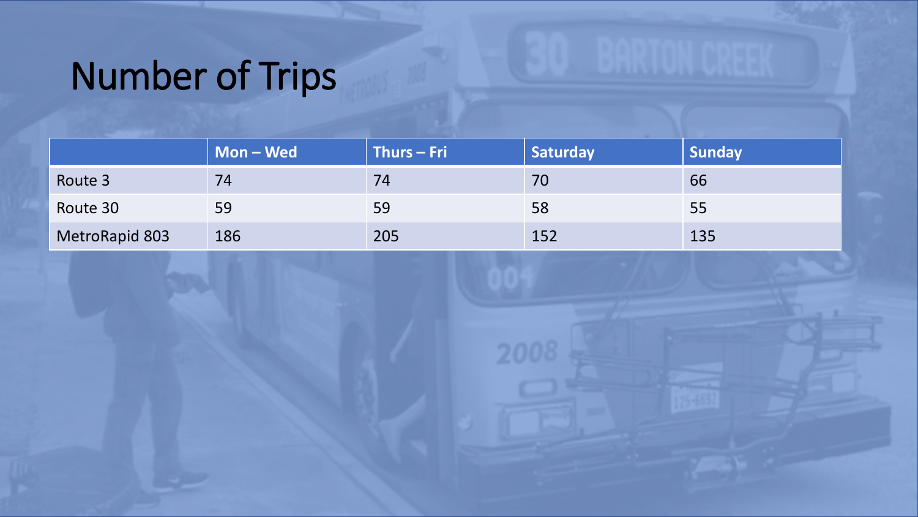# Number of Trips

| | Mon – Wed | Thurs – Fri | Saturday | Sunday |
|---|---|---|---|---|
| Route 3 | 74 | 74 | 70 | 66 |
| Route 30 | 59 | 59 | 58 | 55 |
| MetroRapid 803 | 186 | 205 | 152 | 135 |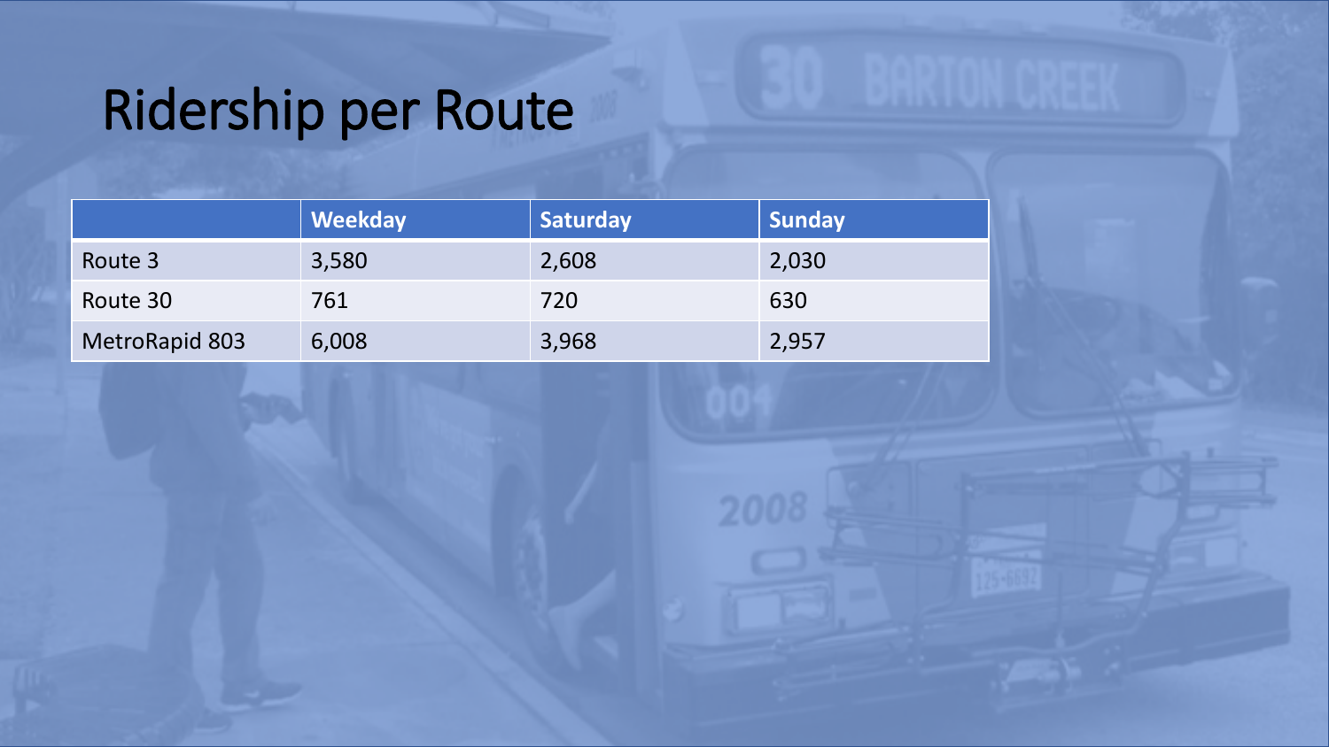# Ridership per Route

| | Weekday | Saturday | Sunday |
|---|---|---|---|
| Route 3 | 3,580 | 2,608 | 2,030 |
| Route 30 | 761 | 720 | 630 |
| MetroRapid 803 | 6,008 | 3,968 | 2,957 |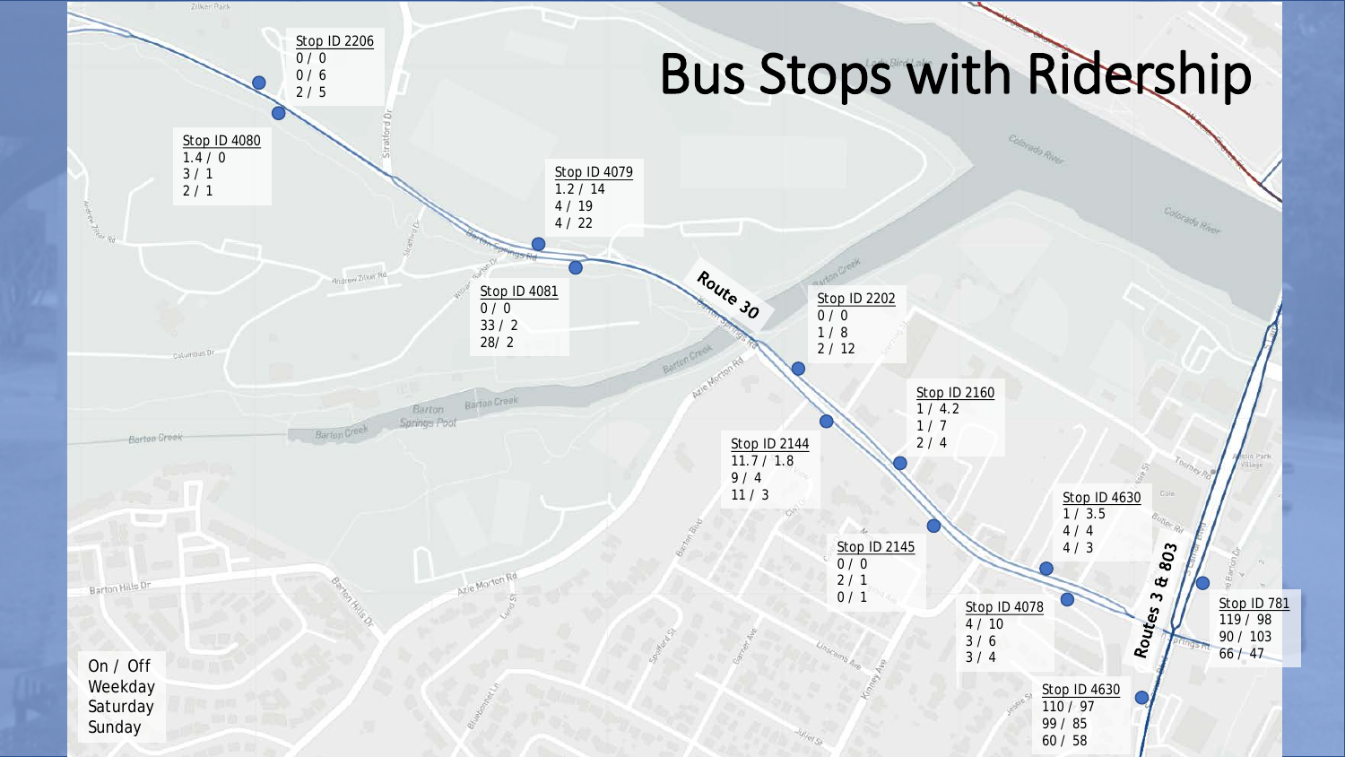# Bus Stops with Ridership

On / Off
Weekday
Saturday
Sunday

Route 30

Routes 3 & 803

Stop ID 2206
0 / 0
0 / 6
2 / 5

Stop ID 4080
1.4 / 0
3 / 1
2 / 1

Stop ID 4079
1.2 / 14
4 / 19
4 / 22

Stop ID 4081
0 / 0
33 / 2
28/ 2

Stop ID 2202
0 / 0
1 / 8
2 / 12

Stop ID 2160
1 / 4.2
1 / 7
2 / 4

Stop ID 2144
11.7 / 1.8
9 / 4
11 / 3

Stop ID 4630
1 / 3.5
4 / 4
4 / 3

Stop ID 2145
0 / 0
2 / 1
0 / 1

Stop ID 4078
4 / 10
3 / 6
3 / 4

Stop ID 781
119 / 98
90 / 103
66 / 47

Stop ID 4630
110 / 97
99 / 85
60 / 58